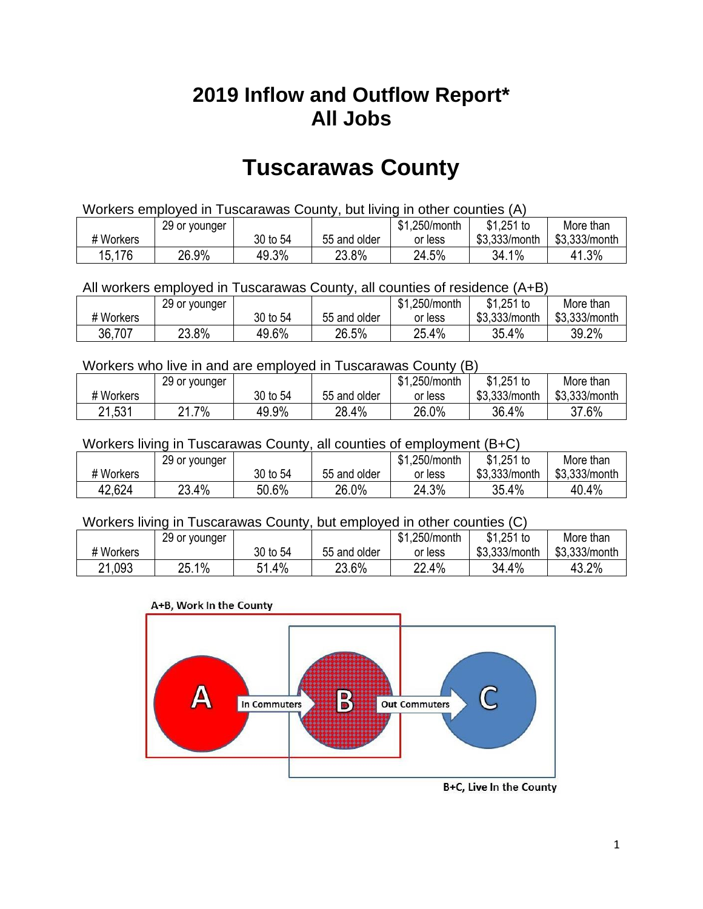# 2019 Inflow and Outflow Report*
# All Jobs

# Tuscarawas County

Workers employed in Tuscarawas County, but living in other counties (A)

| # Workers | 29 or younger | 30 to 54 | 55 and older | $1,250/month or less | $1,251 to $3,333/month | More than $3,333/month |
|---|---|---|---|---|---|---|
| 15,176 | 26.9% | 49.3% | 23.8% | 24.5% | 34.1% | 41.3% |

All workers employed in Tuscarawas County, all counties of residence (A+B)

| # Workers | 29 or younger | 30 to 54 | 55 and older | $1,250/month or less | $1,251 to $3,333/month | More than $3,333/month |
|---|---|---|---|---|---|---|
| 36,707 | 23.8% | 49.6% | 26.5% | 25.4% | 35.4% | 39.2% |

Workers who live in and are employed in Tuscarawas County (B)

| # Workers | 29 or younger | 30 to 54 | 55 and older | $1,250/month or less | $1,251 to $3,333/month | More than $3,333/month |
|---|---|---|---|---|---|---|
| 21,531 | 21.7% | 49.9% | 28.4% | 26.0% | 36.4% | 37.6% |

Workers living in Tuscarawas County, all counties of employment (B+C)

| # Workers | 29 or younger | 30 to 54 | 55 and older | $1,250/month or less | $1,251 to $3,333/month | More than $3,333/month |
|---|---|---|---|---|---|---|
| 42,624 | 23.4% | 50.6% | 26.0% | 24.3% | 35.4% | 40.4% |

Workers living in Tuscarawas County, but employed in other counties (C)

| # Workers | 29 or younger | 30 to 54 | 55 and older | $1,250/month or less | $1,251 to $3,333/month | More than $3,333/month |
|---|---|---|---|---|---|---|
| 21,093 | 25.1% | 51.4% | 23.6% | 22.4% | 34.4% | 43.2% |

A+B, Work In the County

A — In Commuters → B — Out Commuters → C

B+C, Live In the County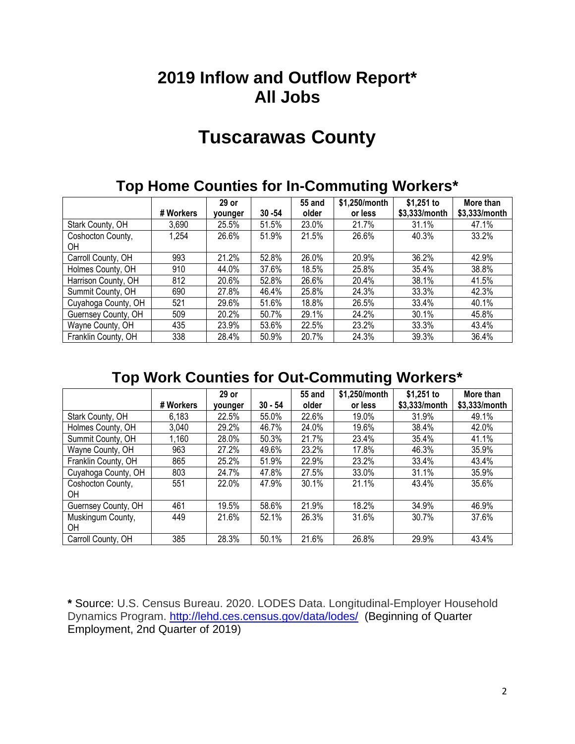# 2019 Inflow and Outflow Report*
# All Jobs

# Tuscarawas County

## Top Home Counties for In-Commuting Workers*

| | # Workers | 29 or younger | 30 -54 | 55 and older | $1,250/month or less | $1,251 to $3,333/month | More than $3,333/month |
|---|---|---|---|---|---|---|---|
| Stark County, OH | 3,690 | 25.5% | 51.5% | 23.0% | 21.7% | 31.1% | 47.1% |
| Coshocton County, OH | 1,254 | 26.6% | 51.9% | 21.5% | 26.6% | 40.3% | 33.2% |
| Carroll County, OH | 993 | 21.2% | 52.8% | 26.0% | 20.9% | 36.2% | 42.9% |
| Holmes County, OH | 910 | 44.0% | 37.6% | 18.5% | 25.8% | 35.4% | 38.8% |
| Harrison County, OH | 812 | 20.6% | 52.8% | 26.6% | 20.4% | 38.1% | 41.5% |
| Summit County, OH | 690 | 27.8% | 46.4% | 25.8% | 24.3% | 33.3% | 42.3% |
| Cuyahoga County, OH | 521 | 29.6% | 51.6% | 18.8% | 26.5% | 33.4% | 40.1% |
| Guernsey County, OH | 509 | 20.2% | 50.7% | 29.1% | 24.2% | 30.1% | 45.8% |
| Wayne County, OH | 435 | 23.9% | 53.6% | 22.5% | 23.2% | 33.3% | 43.4% |
| Franklin County, OH | 338 | 28.4% | 50.9% | 20.7% | 24.3% | 39.3% | 36.4% |

## Top Work Counties for Out-Commuting Workers*

| | # Workers | 29 or younger | 30 - 54 | 55 and older | $1,250/month or less | $1,251 to $3,333/month | More than $3,333/month |
|---|---|---|---|---|---|---|---|
| Stark County, OH | 6,183 | 22.5% | 55.0% | 22.6% | 19.0% | 31.9% | 49.1% |
| Holmes County, OH | 3,040 | 29.2% | 46.7% | 24.0% | 19.6% | 38.4% | 42.0% |
| Summit County, OH | 1,160 | 28.0% | 50.3% | 21.7% | 23.4% | 35.4% | 41.1% |
| Wayne County, OH | 963 | 27.2% | 49.6% | 23.2% | 17.8% | 46.3% | 35.9% |
| Franklin County, OH | 865 | 25.2% | 51.9% | 22.9% | 23.2% | 33.4% | 43.4% |
| Cuyahoga County, OH | 803 | 24.7% | 47.8% | 27.5% | 33.0% | 31.1% | 35.9% |
| Coshocton County, OH | 551 | 22.0% | 47.9% | 30.1% | 21.1% | 43.4% | 35.6% |
| Guernsey County, OH | 461 | 19.5% | 58.6% | 21.9% | 18.2% | 34.9% | 46.9% |
| Muskingum County, OH | 449 | 21.6% | 52.1% | 26.3% | 31.6% | 30.7% | 37.6% |
| Carroll County, OH | 385 | 28.3% | 50.1% | 21.6% | 26.8% | 29.9% | 43.4% |

**\*** Source: U.S. Census Bureau. 2020. LODES Data. Longitudinal-Employer Household Dynamics Program. http://lehd.ces.census.gov/data/lodes/ (Beginning of Quarter Employment, 2nd Quarter of 2019)